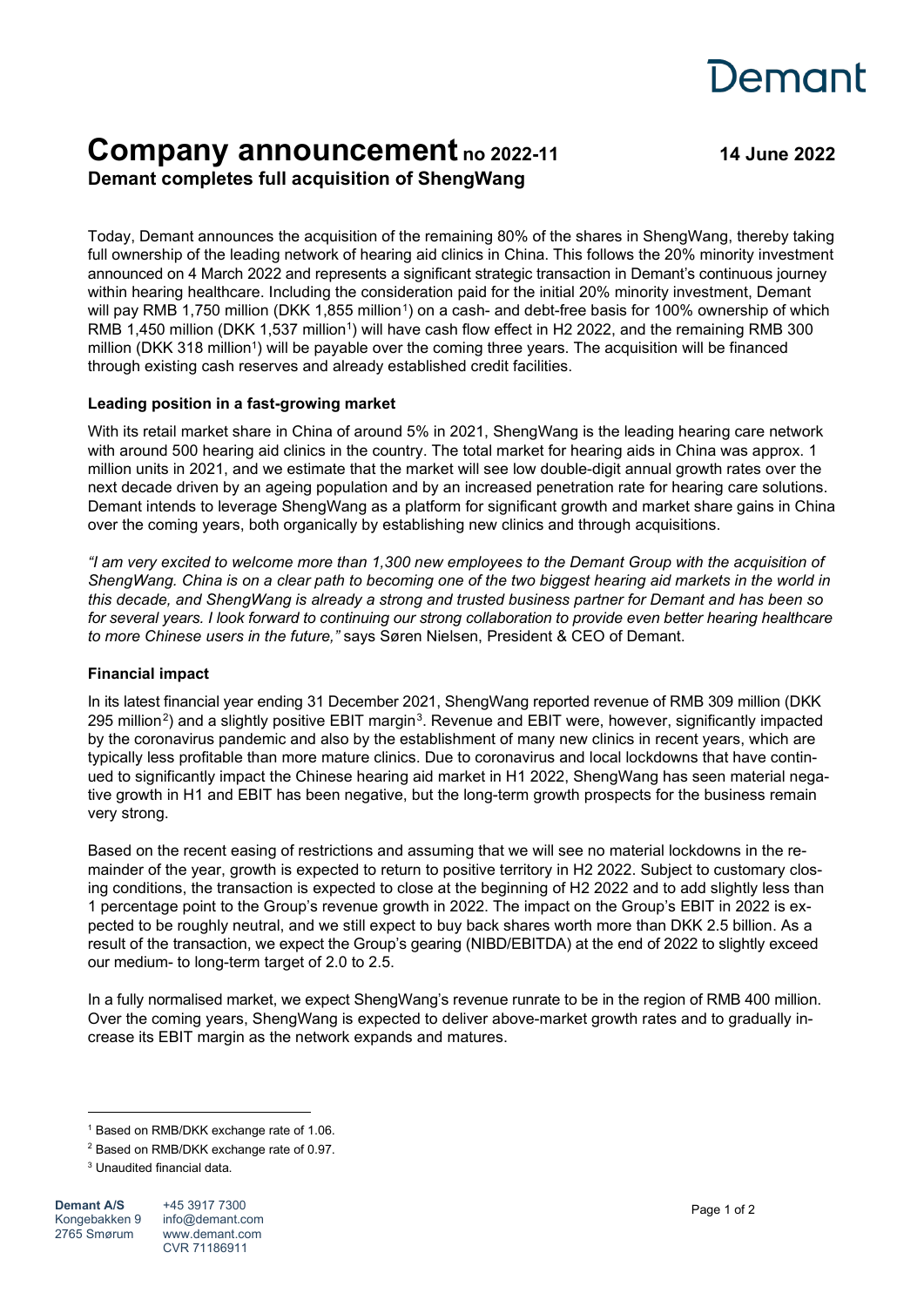Demant

# Company announcement no 2022-11

**14 June 2022**

## Demant completes full acquisition of ShengWang

Today, Demant announces the acquisition of the remaining 80% of the shares in ShengWang, thereby taking full ownership of the leading network of hearing aid clinics in China. This follows the 20% minority investment announced on 4 March 2022 and represents a significant strategic transaction in Demant's continuous journey within hearing healthcare. Including the consideration paid for the initial 20% minority investment, Demant will pay RMB 1,750 million (DKK 1,855 million[1]) on a cash- and debt-free basis for 100% ownership of which RMB 1,450 million (DKK 1,537 million[1]) will have cash flow effect in H2 2022, and the remaining RMB 300 million (DKK 318 million[1]) will be payable over the coming three years. The acquisition will be financed through existing cash reserves and already established credit facilities.

### Leading position in a fast-growing market

With its retail market share in China of around 5% in 2021, ShengWang is the leading hearing care network with around 500 hearing aid clinics in the country. The total market for hearing aids in China was approx. 1 million units in 2021, and we estimate that the market will see low double-digit annual growth rates over the next decade driven by an ageing population and by an increased penetration rate for hearing care solutions. Demant intends to leverage ShengWang as a platform for significant growth and market share gains in China over the coming years, both organically by establishing new clinics and through acquisitions.

*"I am very excited to welcome more than 1,300 new employees to the Demant Group with the acquisition of ShengWang. China is on a clear path to becoming one of the two biggest hearing aid markets in the world in this decade, and ShengWang is already a strong and trusted business partner for Demant and has been so for several years. I look forward to continuing our strong collaboration to provide even better hearing healthcare to more Chinese users in the future,"* says Søren Nielsen, President & CEO of Demant.

### Financial impact

In its latest financial year ending 31 December 2021, ShengWang reported revenue of RMB 309 million (DKK 295 million[2]) and a slightly positive EBIT margin[3]. Revenue and EBIT were, however, significantly impacted by the coronavirus pandemic and also by the establishment of many new clinics in recent years, which are typically less profitable than more mature clinics. Due to coronavirus and local lockdowns that have continued to significantly impact the Chinese hearing aid market in H1 2022, ShengWang has seen material negative growth in H1 and EBIT has been negative, but the long-term growth prospects for the business remain very strong.

Based on the recent easing of restrictions and assuming that we will see no material lockdowns in the remainder of the year, growth is expected to return to positive territory in H2 2022. Subject to customary closing conditions, the transaction is expected to close at the beginning of H2 2022 and to add slightly less than 1 percentage point to the Group's revenue growth in 2022. The impact on the Group's EBIT in 2022 is expected to be roughly neutral, and we still expect to buy back shares worth more than DKK 2.5 billion. As a result of the transaction, we expect the Group's gearing (NIBD/EBITDA) at the end of 2022 to slightly exceed our medium- to long-term target of 2.0 to 2.5.

In a fully normalised market, we expect ShengWang's revenue runrate to be in the region of RMB 400 million. Over the coming years, ShengWang is expected to deliver above-market growth rates and to gradually increase its EBIT margin as the network expands and matures.

---

[1] Based on RMB/DKK exchange rate of 1.06.

[2] Based on RMB/DKK exchange rate of 0.97.

[3] Unaudited financial data.

**Demant A/S**
Kongebakken 9
2765 Smørum

+45 3917 7300
info@demant.com
www.demant.com
CVR 71186911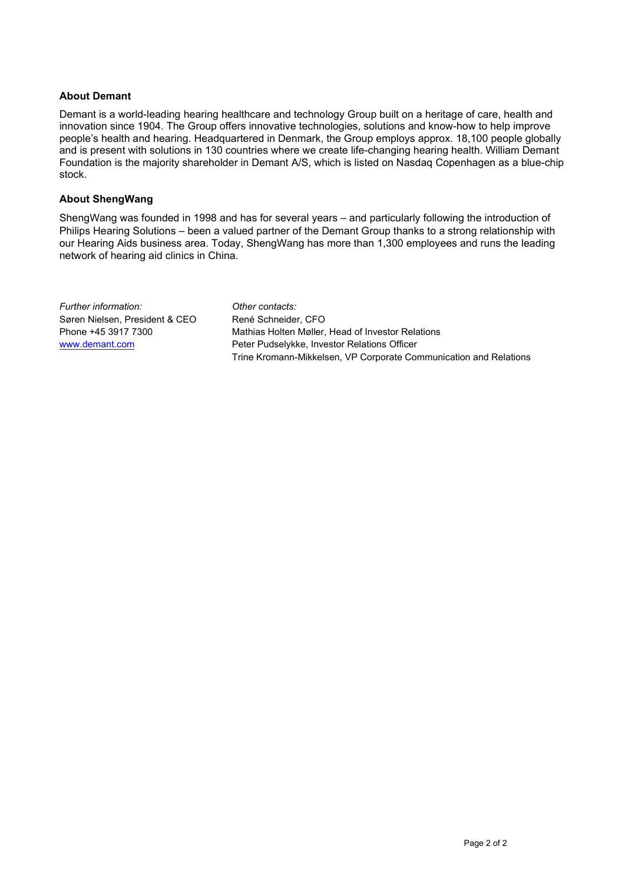**About Demant**

Demant is a world-leading hearing healthcare and technology Group built on a heritage of care, health and innovation since 1904. The Group offers innovative technologies, solutions and know-how to help improve people's health and hearing. Headquartered in Denmark, the Group employs approx. 18,100 people globally and is present with solutions in 130 countries where we create life-changing hearing health. William Demant Foundation is the majority shareholder in Demant A/S, which is listed on Nasdaq Copenhagen as a blue-chip stock.

**About ShengWang**

ShengWang was founded in 1998 and has for several years – and particularly following the introduction of Philips Hearing Solutions – been a valued partner of the Demant Group thanks to a strong relationship with our Hearing Aids business area. Today, ShengWang has more than 1,300 employees and runs the leading network of hearing aid clinics in China.

*Further information:*
Søren Nielsen, President & CEO
Phone +45 3917 7300
www.demant.com

*Other contacts:*
René Schneider, CFO
Mathias Holten Møller, Head of Investor Relations
Peter Pudselykke, Investor Relations Officer
Trine Kromann-Mikkelsen, VP Corporate Communication and Relations